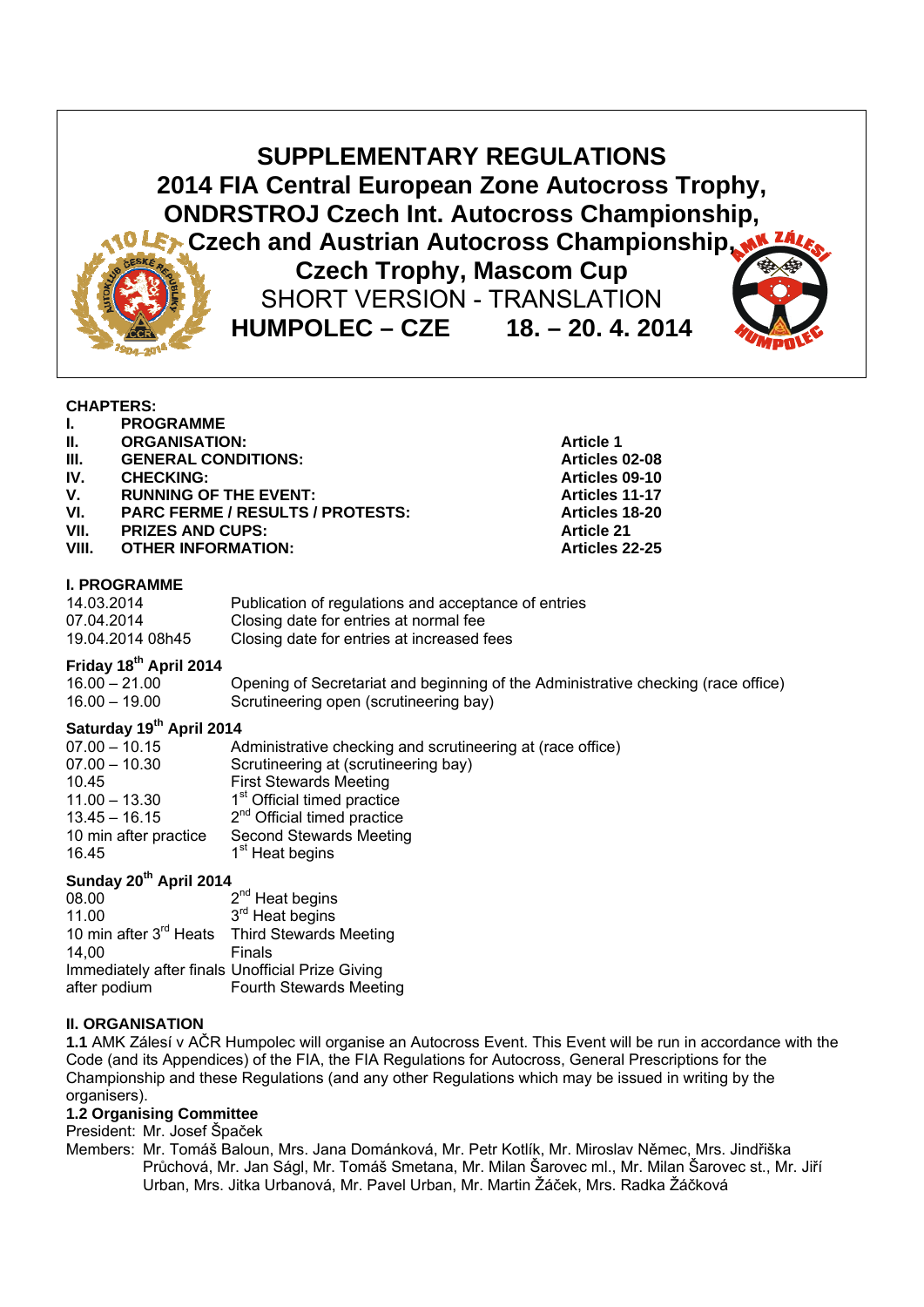# SUPPLEMENTARY REGULATIONS
# 2014 FIA Central European Zone Autocross Trophy, ONDRSTROJ Czech Int. Autocross Championship, Czech and Austrian Autocross Championship, Czech Trophy, Mascom Cup

SHORT VERSION - TRANSLATION

**HUMPOLEC – CZE 18. – 20. 4. 2014**

**CHAPTERS:**

| | | |
|---|---|---|
| **I.** | **PROGRAMME** | |
| **II.** | **ORGANISATION:** | **Article 1** |
| **III.** | **GENERAL CONDITIONS:** | **Articles 02-08** |
| **IV.** | **CHECKING:** | **Articles 09-10** |
| **V.** | **RUNNING OF THE EVENT:** | **Articles 11-17** |
| **VI.** | **PARC FERME / RESULTS / PROTESTS:** | **Articles 18-20** |
| **VII.** | **PRIZES AND CUPS:** | **Article 21** |
| **VIII.** | **OTHER INFORMATION:** | **Articles 22-25** |

## I. PROGRAMME

| | |
|---|---|
| 14.03.2014 | Publication of regulations and acceptance of entries |
| 07.04.2014 | Closing date for entries at normal fee |
| 19.04.2014 08h45 | Closing date for entries at increased fees |

**Friday 18th April 2014**

| | |
|---|---|
| 16.00 – 21.00 | Opening of Secretariat and beginning of the Administrative checking (race office) |
| 16.00 – 19.00 | Scrutineering open (scrutineering bay) |

**Saturday 19th April 2014**

| | |
|---|---|
| 07.00 – 10.15 | Administrative checking and scrutineering at (race office) |
| 07.00 – 10.30 | Scrutineering at (scrutineering bay) |
| 10.45 | First Stewards Meeting |
| 11.00 – 13.30 | 1st Official timed practice |
| 13.45 – 16.15 | 2nd Official timed practice |
| 10 min after practice | Second Stewards Meeting |
| 16.45 | 1st Heat begins |

**Sunday 20th April 2014**

| | |
|---|---|
| 08.00 | 2nd Heat begins |
| 11.00 | 3rd Heat begins |
| 10 min after 3rd Heats | Third Stewards Meeting |
| 14,00 | Finals |
| Immediately after finals | Unofficial Prize Giving |
| after podium | Fourth Stewards Meeting |

## II. ORGANISATION

**1.1** AMK Zálesí v AČR Humpolec will organise an Autocross Event. This Event will be run in accordance with the Code (and its Appendices) of the FIA, the FIA Regulations for Autocross, General Prescriptions for the Championship and these Regulations (and any other Regulations which may be issued in writing by the organisers).

**1.2 Organising Committee**

President: Mr. Josef Špaček

Members: Mr. Tomáš Baloun, Mrs. Jana Dománková, Mr. Petr Kotlík, Mr. Miroslav Němec, Mrs. Jindřiška Průchová, Mr. Jan Ságl, Mr. Tomáš Smetana, Mr. Milan Šarovec ml., Mr. Milan Šarovec st., Mr. Jiří Urban, Mrs. Jitka Urbanová, Mr. Pavel Urban, Mr. Martin Žáček, Mrs. Radka Žáčková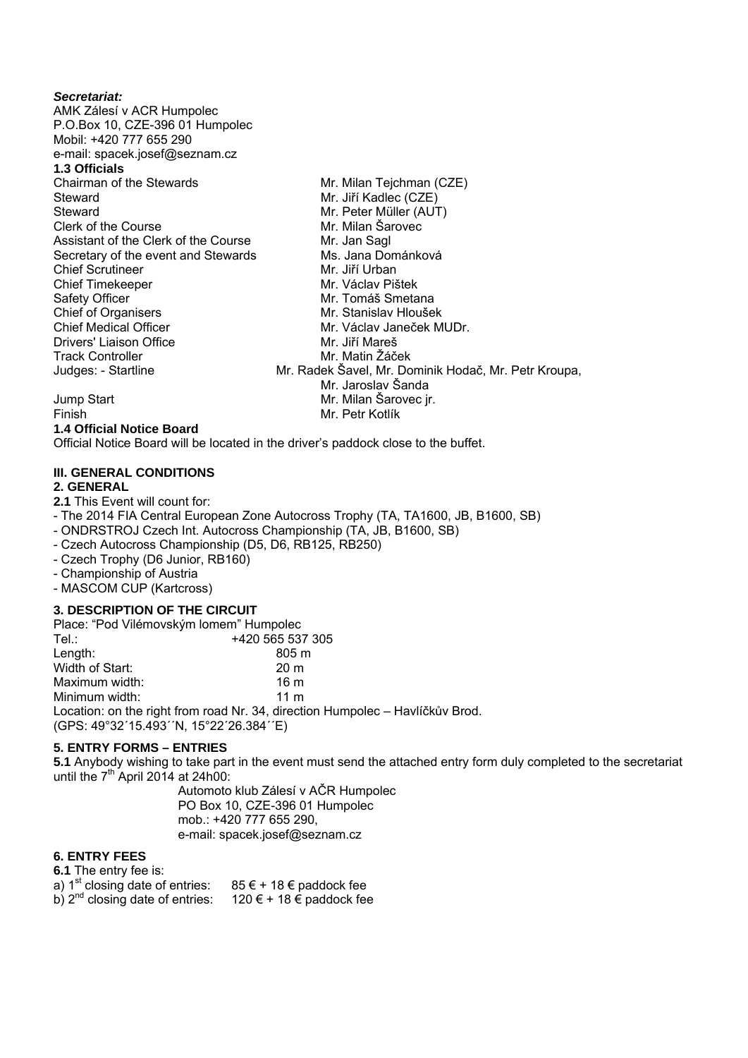***Secretariat:***

AMK Zálesí v ACR Humpolec
P.O.Box 10, CZE-396 01 Humpolec
Mobil: +420 777 655 290
e-mail: spacek.josef@seznam.cz

**1.3 Officials**

| | |
|---|---|
| Chairman of the Stewards | Mr. Milan Tejchman (CZE) |
| Steward | Mr. Jiří Kadlec (CZE) |
| Steward | Mr. Peter Müller (AUT) |
| Clerk of the Course | Mr. Milan Šarovec |
| Assistant of the Clerk of the Course | Mr. Jan Sagl |
| Secretary of the event and Stewards | Ms. Jana Dománková |
| Chief Scrutineer | Mr. Jiří Urban |
| Chief Timekeeper | Mr. Václav Pištek |
| Safety Officer | Mr. Tomáš Smetana |
| Chief of Organisers | Mr. Stanislav Hloušek |
| Chief Medical Officer | Mr. Václav Janeček MUDr. |
| Drivers' Liaison Office | Mr. Jiří Mareš |
| Track Controller | Mr. Matin Žáček |
| Judges: - Startline | Mr. Radek Šavel, Mr. Dominik Hodač, Mr. Petr Kroupa, Mr. Jaroslav Šanda |
| Jump Start | Mr. Milan Šarovec jr. |
| Finish | Mr. Petr Kotlík |

**1.4 Official Notice Board**

Official Notice Board will be located in the driver's paddock close to the buffet.

## III. GENERAL CONDITIONS

### 2. GENERAL

**2.1** This Event will count for:

- The 2014 FIA Central European Zone Autocross Trophy (TA, TA1600, JB, B1600, SB)
- ONDRSTROJ Czech Int. Autocross Championship (TA, JB, B1600, SB)
- Czech Autocross Championship (D5, D6, RB125, RB250)
- Czech Trophy (D6 Junior, RB160)
- Championship of Austria
- MASCOM CUP (Kartcross)

### 3. DESCRIPTION OF THE CIRCUIT

Place: "Pod Vilémovským lomem" Humpolec

| | |
|---|---|
| Tel.: | +420 565 537 305 |
| Length: | 805 m |
| Width of Start: | 20 m |
| Maximum width: | 16 m |
| Minimum width: | 11 m |

Location: on the right from road Nr. 34, direction Humpolec – Havlíčkův Brod.
(GPS: 49°32´15.493´´N, 15°22´26.384´´E)

### 5. ENTRY FORMS – ENTRIES

**5.1** Anybody wishing to take part in the event must send the attached entry form duly completed to the secretariat until the 7th April 2014 at 24h00:

Automoto klub Zálesí v AČR Humpolec
PO Box 10, CZE-396 01 Humpolec
mob.: +420 777 655 290,
e-mail: spacek.josef@seznam.cz

### 6. ENTRY FEES

**6.1** The entry fee is:

a) 1st closing date of entries: 85 € + 18 € paddock fee
b) 2nd closing date of entries: 120 € + 18 € paddock fee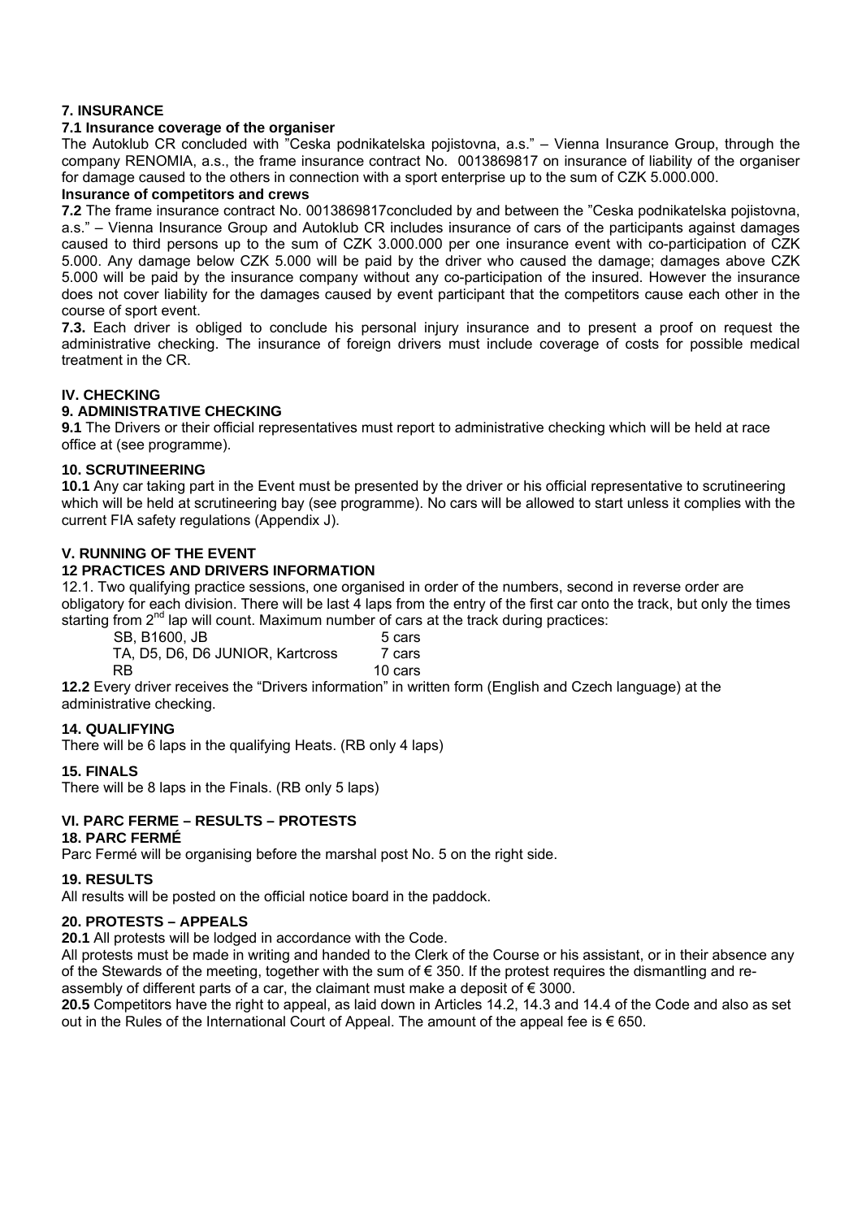### 7. INSURANCE

**7.1 Insurance coverage of the organiser**

The Autoklub CR concluded with "Ceska podnikatelska pojistovna, a.s." – Vienna Insurance Group, through the company RENOMIA, a.s., the frame insurance contract No. 0013869817 on insurance of liability of the organiser for damage caused to the others in connection with a sport enterprise up to the sum of CZK 5.000.000.

**Insurance of competitors and crews**

**7.2** The frame insurance contract No. 0013869817concluded by and between the "Ceska podnikatelska pojistovna, a.s." – Vienna Insurance Group and Autoklub CR includes insurance of cars of the participants against damages caused to third persons up to the sum of CZK 3.000.000 per one insurance event with co-participation of CZK 5.000. Any damage below CZK 5.000 will be paid by the driver who caused the damage; damages above CZK 5.000 will be paid by the insurance company without any co-participation of the insured. However the insurance does not cover liability for the damages caused by event participant that the competitors cause each other in the course of sport event.

**7.3.** Each driver is obliged to conclude his personal injury insurance and to present a proof on request the administrative checking. The insurance of foreign drivers must include coverage of costs for possible medical treatment in the CR.

## IV. CHECKING

### 9. ADMINISTRATIVE CHECKING

**9.1** The Drivers or their official representatives must report to administrative checking which will be held at race office at (see programme).

### 10. SCRUTINEERING

**10.1** Any car taking part in the Event must be presented by the driver or his official representative to scrutineering which will be held at scrutineering bay (see programme). No cars will be allowed to start unless it complies with the current FIA safety regulations (Appendix J).

## V. RUNNING OF THE EVENT

### 12 PRACTICES AND DRIVERS INFORMATION

12.1. Two qualifying practice sessions, one organised in order of the numbers, second in reverse order are obligatory for each division. There will be last 4 laps from the entry of the first car onto the track, but only the times starting from 2nd lap will count. Maximum number of cars at the track during practices:

| | |
|---|---|
| SB, B1600, JB | 5 cars |
| TA, D5, D6, D6 JUNIOR, Kartcross | 7 cars |
| RB | 10 cars |

**12.2** Every driver receives the "Drivers information" in written form (English and Czech language) at the administrative checking.

### 14. QUALIFYING

There will be 6 laps in the qualifying Heats. (RB only 4 laps)

### 15. FINALS

There will be 8 laps in the Finals. (RB only 5 laps)

## VI. PARC FERME – RESULTS – PROTESTS

### 18. PARC FERMÉ

Parc Fermé will be organising before the marshal post No. 5 on the right side.

### 19. RESULTS

All results will be posted on the official notice board in the paddock.

### 20. PROTESTS – APPEALS

**20.1** All protests will be lodged in accordance with the Code.

All protests must be made in writing and handed to the Clerk of the Course or his assistant, or in their absence any of the Stewards of the meeting, together with the sum of € 350. If the protest requires the dismantling and re-assembly of different parts of a car, the claimant must make a deposit of € 3000.

**20.5** Competitors have the right to appeal, as laid down in Articles 14.2, 14.3 and 14.4 of the Code and also as set out in the Rules of the International Court of Appeal. The amount of the appeal fee is € 650.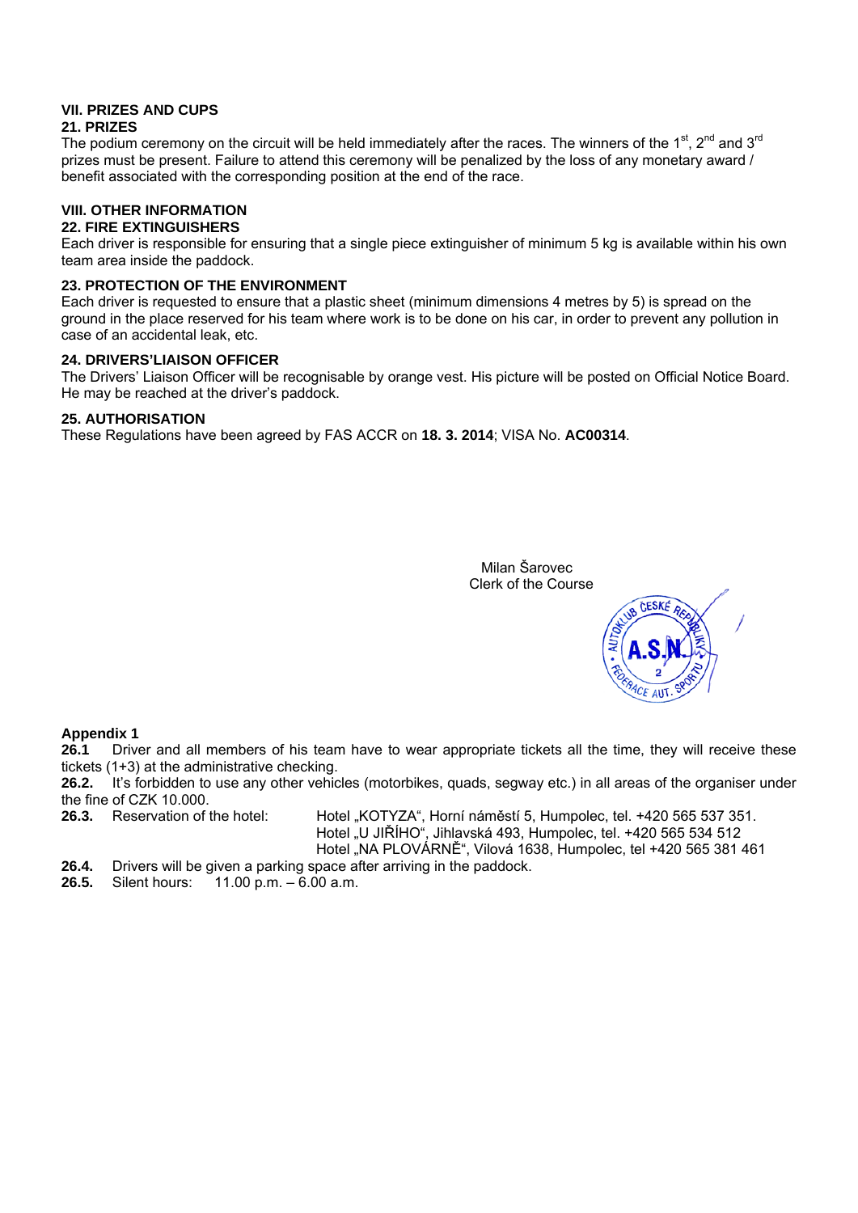## VII. PRIZES AND CUPS

### 21. PRIZES

The podium ceremony on the circuit will be held immediately after the races. The winners of the 1st, 2nd and 3rd prizes must be present. Failure to attend this ceremony will be penalized by the loss of any monetary award / benefit associated with the corresponding position at the end of the race.

## VIII. OTHER INFORMATION

### 22. FIRE EXTINGUISHERS

Each driver is responsible for ensuring that a single piece extinguisher of minimum 5 kg is available within his own team area inside the paddock.

### 23. PROTECTION OF THE ENVIRONMENT

Each driver is requested to ensure that a plastic sheet (minimum dimensions 4 metres by 5) is spread on the ground in the place reserved for his team where work is to be done on his car, in order to prevent any pollution in case of an accidental leak, etc.

### 24. DRIVERS'LIAISON OFFICER

The Drivers' Liaison Officer will be recognisable by orange vest. His picture will be posted on Official Notice Board. He may be reached at the driver's paddock.

### 25. AUTHORISATION

These Regulations have been agreed by FAS ACCR on **18. 3. 2014**; VISA No. **AC00314**.

Milan Šarovec
Clerk of the Course

AUTOKLUB ČESKÉ REPUBLIKY • FEDERACE AUT. SPORTU
A.S.N.
2

**Appendix 1**

**26.1** Driver and all members of his team have to wear appropriate tickets all the time, they will receive these tickets (1+3) at the administrative checking.

**26.2.** It's forbidden to use any other vehicles (motorbikes, quads, segway etc.) in all areas of the organiser under the fine of CZK 10.000.

**26.3.** Reservation of the hotel:
Hotel „KOTYZA", Horní náměstí 5, Humpolec, tel. +420 565 537 351.
Hotel „U JIŘÍHO", Jihlavská 493, Humpolec, tel. +420 565 534 512
Hotel „NA PLOVÁRNĚ", Vilová 1638, Humpolec, tel +420 565 381 461

**26.4.** Drivers will be given a parking space after arriving in the paddock.

**26.5.** Silent hours: 11.00 p.m. – 6.00 a.m.